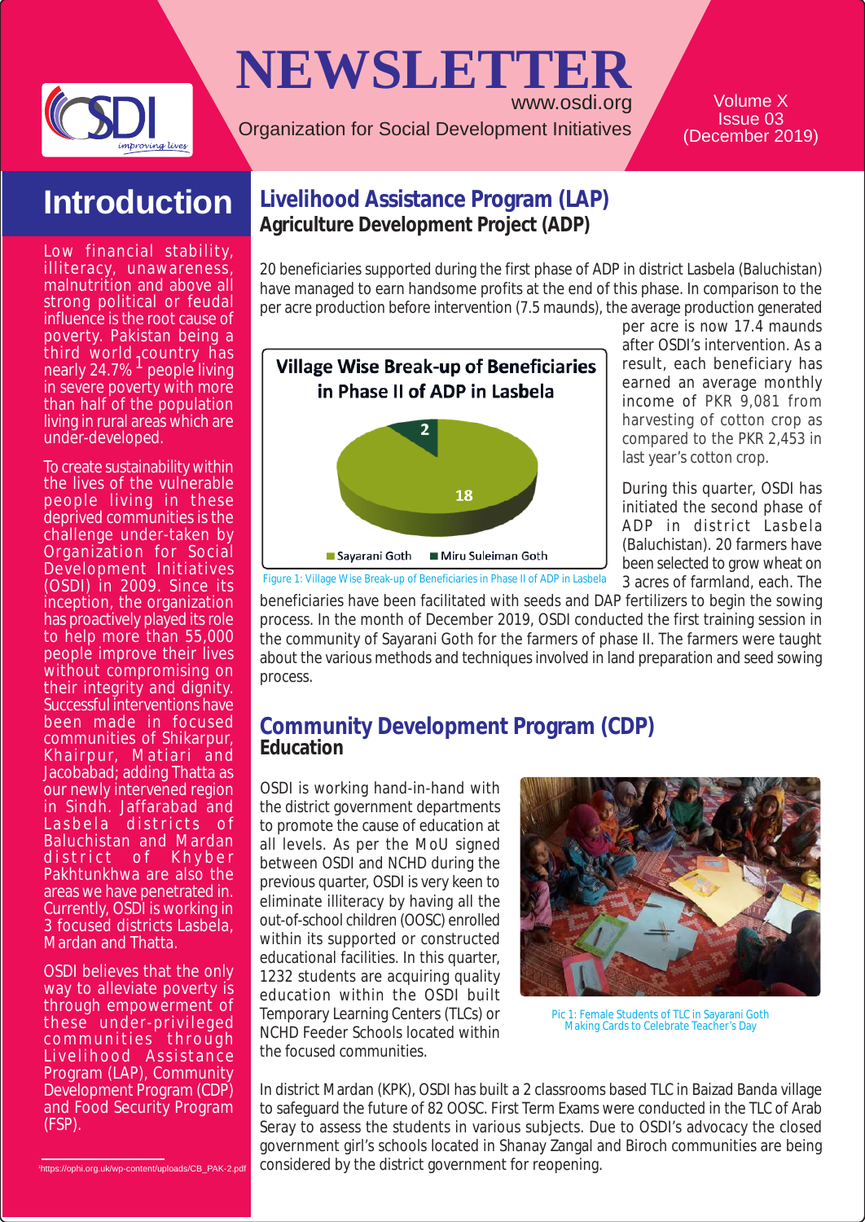# NEWSLETTER

www.osdi.org

Organization for Social Development Initiatives

Volume X
Issue 03
(December 2019)

## Introduction

Low financial stability, illiteracy, unawareness, malnutrition and above all strong political or feudal influence is the root cause of poverty. Pakistan being a third world country has nearly 24.7% [1] people living in severe poverty with more than half of the population living in rural areas which are under-developed.

To create sustainability within the lives of the vulnerable people living in these deprived communities is the challenge under-taken by Organization for Social Development Initiatives (OSDI) in 2009. Since its inception, the organization has proactively played its role to help more than 55,000 people improve their lives without compromising on their integrity and dignity. Successful interventions have been made in focused communities of Shikarpur, Khairpur, Matiari and Jacobabad; adding Thatta as our newly intervened region in Sindh. Jaffarabad and Lasbela districts of Baluchistan and Mardan district of Khyber Pakhtunkhwa are also the areas we have penetrated in. Currently, OSDI is working in 3 focused districts Lasbela, Mardan and Thatta.

OSDI believes that the only way to alleviate poverty is through empowerment of these under-privileged communities through Livelihood Assistance Program (LAP), Community Development Program (CDP) and Food Security Program (FSP).

[1] https://ophi.org.uk/wp-content/uploads/CB_PAK-2.pdf

## Livelihood Assistance Program (LAP)

### Agriculture Development Project (ADP)

20 beneficiaries supported during the first phase of ADP in district Lasbela (Baluchistan) have managed to earn handsome profits at the end of this phase. In comparison to the per acre production before intervention (7.5 maunds), the average production generated per acre is now 17.4 maunds after OSDI's intervention. As a result, each beneficiary has earned an average monthly income of PKR 9,081 from harvesting of cotton crop as compared to the PKR 2,453 in last year's cotton crop.

Village Wise Break-up of Beneficiaries in Phase II of ADP in Lasbela

2

18

Sayarani Goth
Miru Suleiman Goth

Figure 1: Village Wise Break-up of Beneficiaries in Phase II of ADP in Lasbela

During this quarter, OSDI has initiated the second phase of ADP in district Lasbela (Baluchistan). 20 farmers have been selected to grow wheat on 3 acres of farmland, each. The beneficiaries have been facilitated with seeds and DAP fertilizers to begin the sowing process. In the month of December 2019, OSDI conducted the first training session in the community of Sayarani Goth for the farmers of phase II. The farmers were taught about the various methods and techniques involved in land preparation and seed sowing process.

## Community Development Program (CDP)

### Education

OSDI is working hand-in-hand with the district government departments to promote the cause of education at all levels. As per the MoU signed between OSDI and NCHD during the previous quarter, OSDI is very keen to eliminate illiteracy by having all the out-of-school children (OOSC) enrolled within its supported or constructed educational facilities. In this quarter, 1232 students are acquiring quality education within the OSDI built Temporary Learning Centers (TLCs) or NCHD Feeder Schools located within the focused communities.

Pic 1: Female Students of TLC in Sayarani Goth Making Cards to Celebrate Teacher's Day

In district Mardan (KPK), OSDI has built a 2 classrooms based TLC in Baizad Banda village to safeguard the future of 82 OOSC. First Term Exams were conducted in the TLC of Arab Seray to assess the students in various subjects. Due to OSDI's advocacy the closed government girl's schools located in Shanay Zangal and Biroch communities are being considered by the district government for reopening.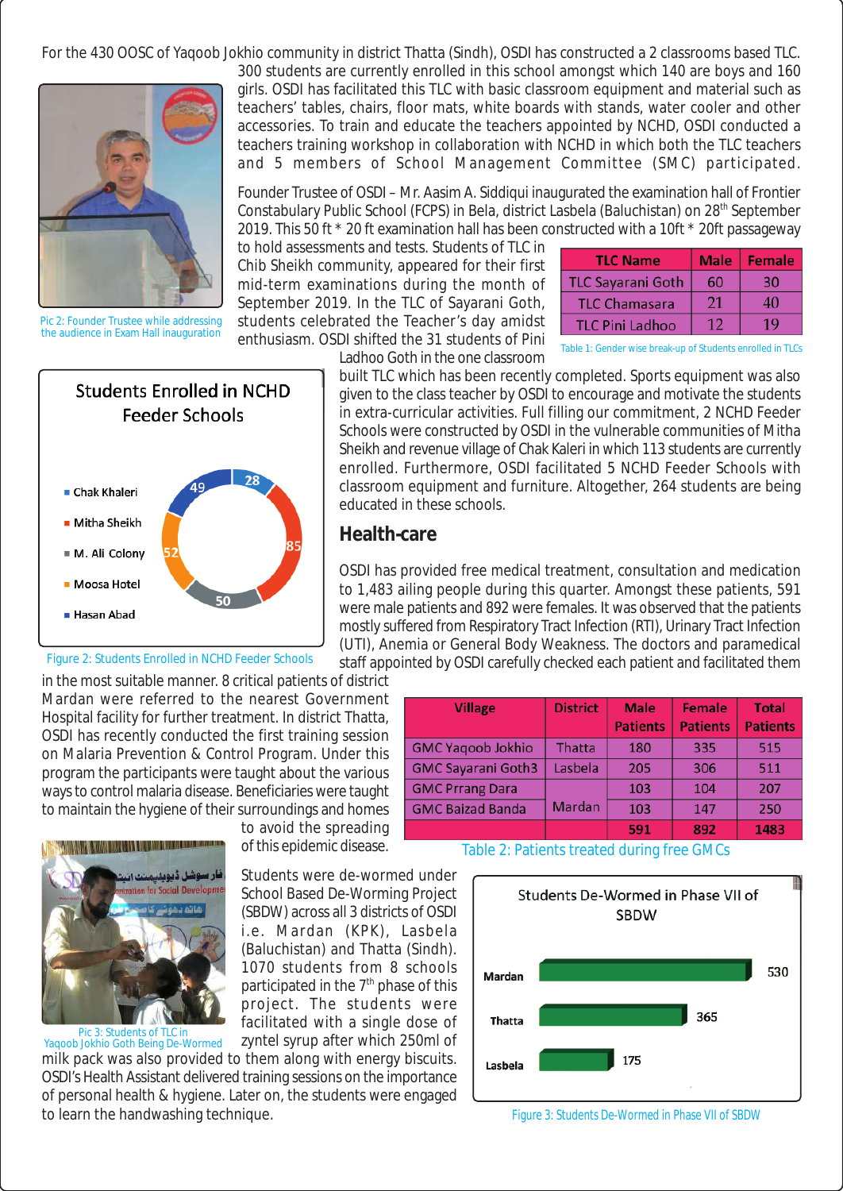For the 430 OOSC of Yaqoob Jokhio community in district Thatta (Sindh), OSDI has constructed a 2 classrooms based TLC. 300 students are currently enrolled in this school amongst which 140 are boys and 160 girls. OSDI has facilitated this TLC with basic classroom equipment and material such as teachers' tables, chairs, floor mats, white boards with stands, water cooler and other accessories. To train and educate the teachers appointed by NCHD, OSDI conducted a teachers training workshop in collaboration with NCHD in which both the TLC teachers and 5 members of School Management Committee (SMC) participated.

Pic 2: Founder Trustee while addressing the audience in Exam Hall inauguration

Founder Trustee of OSDI – Mr. Aasim A. Siddiqui inaugurated the examination hall of Frontier Constabulary Public School (FCPS) in Bela, district Lasbela (Baluchistan) on 28th September 2019. This 50 ft * 20 ft examination hall has been constructed with a 10ft * 20ft passageway to hold assessments and tests. Students of TLC in Chib Sheikh community, appeared for their first mid-term examinations during the month of September 2019. In the TLC of Sayarani Goth, students celebrated the Teacher's day amidst enthusiasm. OSDI shifted the 31 students of Pini Ladhoo Goth in the one classroom built TLC which has been recently completed. Sports equipment was also given to the class teacher by OSDI to encourage and motivate the students in extra-curricular activities. Full filling our commitment, 2 NCHD Feeder Schools were constructed by OSDI in the vulnerable communities of Mitha Sheikh and revenue village of Chak Kaleri in which 113 students are currently enrolled. Furthermore, OSDI facilitated 5 NCHD Feeder Schools with classroom equipment and furniture. Altogether, 264 students are being educated in these schools.

| TLC Name | Male | Female |
|---|---|---|
| TLC Sayarani Goth | 60 | 30 |
| TLC Chamasara | 21 | 40 |
| TLC Pini Ladhoo | 12 | 19 |

Table 1: Gender wise break-up of Students enrolled in TLCs

Students Enrolled in NCHD Feeder Schools

Chak Khaleri
Mitha Sheikh
M. Ali Colony
Moosa Hotel
Hasan Abad

28
85
50
52
49

Figure 2: Students Enrolled in NCHD Feeder Schools

## Health-care

OSDI has provided free medical treatment, consultation and medication to 1,483 ailing people during this quarter. Amongst these patients, 591 were male patients and 892 were females. It was observed that the patients mostly suffered from Respiratory Tract Infection (RTI), Urinary Tract Infection (UTI), Anemia or General Body Weakness. The doctors and paramedical staff appointed by OSDI carefully checked each patient and facilitated them in the most suitable manner. 8 critical patients of district Mardan were referred to the nearest Government Hospital facility for further treatment. In district Thatta, OSDI has recently conducted the first training session on Malaria Prevention & Control Program. Under this program the participants were taught about the various ways to control malaria disease. Beneficiaries were taught to maintain the hygiene of their surroundings and homes to avoid the spreading of this epidemic disease.

| Village | District | Male Patients | Female Patients | Total Patients |
|---|---|---|---|---|
| GMC Yaqoob Jokhio | Thatta | 180 | 335 | 515 |
| GMC Sayarani Goth3 | Lasbela | 205 | 306 | 511 |
| GMC Prrang Dara | Mardan | 103 | 104 | 207 |
| GMC Baizad Banda | | 103 | 147 | 250 |
| | | 591 | 892 | 1483 |

Table 2: Patients treated during free GMCs

Students were de-wormed under School Based De-Worming Project (SBDW) across all 3 districts of OSDI i.e. Mardan (KPK), Lasbela (Baluchistan) and Thatta (Sindh). 1070 students from 8 schools participated in the 7th phase of this project. The students were facilitated with a single dose of zyntel syrup after which 250ml of milk pack was also provided to them along with energy biscuits. OSDI's Health Assistant delivered training sessions on the importance of personal health & hygiene. Later on, the students were engaged to learn the handwashing technique.

Pic 3: Students of TLC in Yaqoob Jokhio Goth Being De-Wormed

Students De-Wormed in Phase VII of SBDW

Mardan 530
Thatta 365
Lasbela 175

Figure 3: Students De-Wormed in Phase VII of SBDW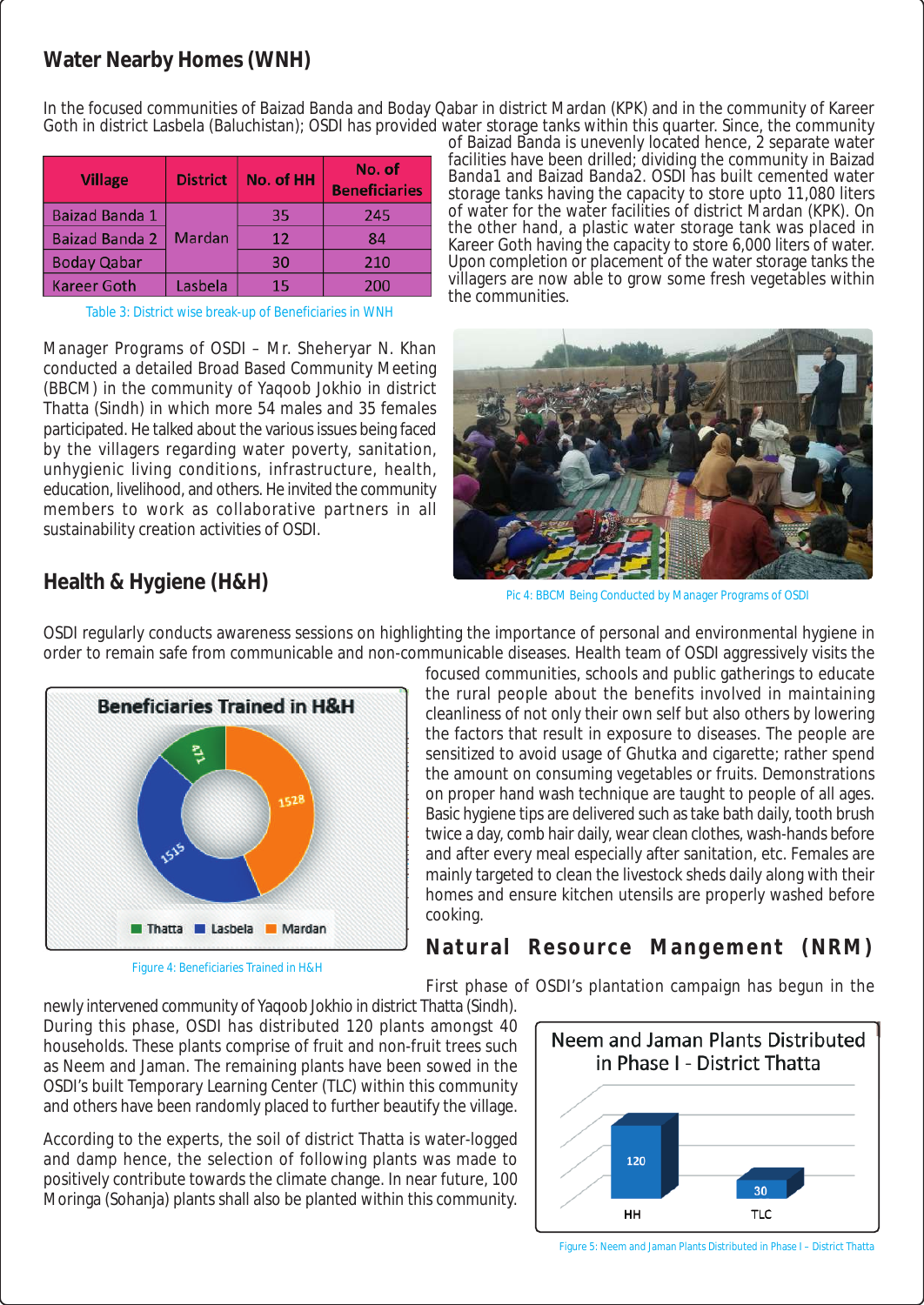## Water Nearby Homes (WNH)

In the focused communities of Baizad Banda and Boday Qabar in district Mardan (KPK) and in the community of Kareer Goth in district Lasbela (Baluchistan); OSDI has provided water storage tanks within this quarter. Since, the community of Baizad Banda is unevenly located hence, 2 separate water facilities have been drilled; dividing the community in Baizad Banda1 and Baizad Banda2. OSDI has built cemented water storage tanks having the capacity to store upto 11,080 liters of water for the water facilities of district Mardan (KPK). On the other hand, a plastic water storage tank was placed in Kareer Goth having the capacity to store 6,000 liters of water. Upon completion or placement of the water storage tanks the villagers are now able to grow some fresh vegetables within the communities.

| Village | District | No. of HH | No. of Beneficiaries |
|---|---|---|---|
| Baizad Banda 1 | Mardan | 35 | 245 |
| Baizad Banda 2 | | 12 | 84 |
| Boday Qabar | | 30 | 210 |
| Kareer Goth | Lasbela | 15 | 200 |

Table 3: District wise break-up of Beneficiaries in WNH

Manager Programs of OSDI – Mr. Sheheryar N. Khan conducted a detailed Broad Based Community Meeting (BBCM) in the community of Yaqoob Jokhio in district Thatta (Sindh) in which more 54 males and 35 females participated. He talked about the various issues being faced by the villagers regarding water poverty, sanitation, unhygienic living conditions, infrastructure, health, education, livelihood, and others. He invited the community members to work as collaborative partners in all sustainability creation activities of OSDI.

Pic 4: BBCM Being Conducted by Manager Programs of OSDI

## Health & Hygiene (H&H)

OSDI regularly conducts awareness sessions on highlighting the importance of personal and environmental hygiene in order to remain safe from communicable and non-communicable diseases. Health team of OSDI aggressively visits the focused communities, schools and public gatherings to educate the rural people about the benefits involved in maintaining cleanliness of not only their own self but also others by lowering the factors that result in exposure to diseases. The people are sensitized to avoid usage of Ghutka and cigarette; rather spend the amount on consuming vegetables or fruits. Demonstrations on proper hand wash technique are taught to people of all ages. Basic hygiene tips are delivered such as take bath daily, tooth brush twice a day, comb hair daily, wear clean clothes, wash-hands before and after every meal especially after sanitation, etc. Females are mainly targeted to clean the livestock sheds daily along with their homes and ensure kitchen utensils are properly washed before cooking.

**Beneficiaries Trained in H&H**

| District | Beneficiaries |
|---|---|
| Thatta | 471 |
| Lasbela | 1515 |
| Mardan | 1528 |

Figure 4: Beneficiaries Trained in H&H

## Natural Resource Mangement (NRM)

First phase of OSDI's plantation campaign has begun in the newly intervened community of Yaqoob Jokhio in district Thatta (Sindh). During this phase, OSDI has distributed 120 plants amongst 40 households. These plants comprise of fruit and non-fruit trees such as Neem and Jaman. The remaining plants have been sowed in the OSDI's built Temporary Learning Center (TLC) within this community and others have been randomly placed to further beautify the village.

According to the experts, the soil of district Thatta is water-logged and damp hence, the selection of following plants was made to positively contribute towards the climate change. In near future, 100 Moringa (Sohanja) plants shall also be planted within this community.

**Neem and Jaman Plants Distributed in Phase I - District Thatta**

| | Plants |
|---|---|
| HH | 120 |
| TLC | 30 |

Figure 5: Neem and Jaman Plants Distributed in Phase I – District Thatta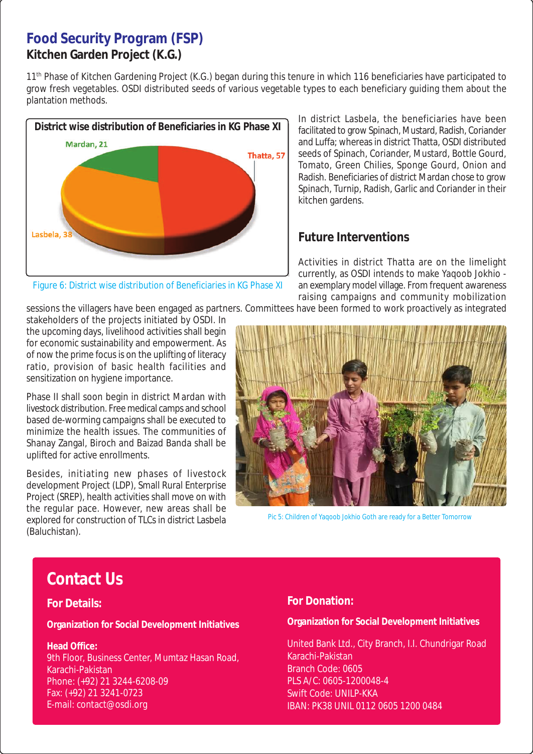# Food Security Program (FSP)

## Kitchen Garden Project (K.G.)

11th Phase of Kitchen Gardening Project (K.G.) began during this tenure in which 116 beneficiaries have participated to grow fresh vegetables. OSDI distributed seeds of various vegetable types to each beneficiary guiding them about the plantation methods.

District wise distribution of Beneficiaries in KG Phase XI

Mardan, 21

Thatta, 57

Lasbela, 38

Figure 6: District wise distribution of Beneficiaries in KG Phase XI

In district Lasbela, the beneficiaries have been facilitated to grow Spinach, Mustard, Radish, Coriander and Luffa; whereas in district Thatta, OSDI distributed seeds of Spinach, Coriander, Mustard, Bottle Gourd, Tomato, Green Chilies, Sponge Gourd, Onion and Radish. Beneficiaries of district Mardan chose to grow Spinach, Turnip, Radish, Garlic and Coriander in their kitchen gardens.

## Future Interventions

Activities in district Thatta are on the limelight currently, as OSDI intends to make Yaqoob Jokhio - an exemplary model village. From frequent awareness raising campaigns and community mobilization sessions the villagers have been engaged as partners. Committees have been formed to work proactively as integrated stakeholders of the projects initiated by OSDI. In the upcoming days, livelihood activities shall begin for economic sustainability and empowerment. As of now the prime focus is on the uplifting of literacy ratio, provision of basic health facilities and sensitization on hygiene importance.

Phase II shall soon begin in district Mardan with livestock distribution. Free medical camps and school based de-worming campaigns shall be executed to minimize the health issues. The communities of Shanay Zangal, Biroch and Baizad Banda shall be uplifted for active enrollments.

Besides, initiating new phases of livestock development Project (LDP), Small Rural Enterprise Project (SREP), health activities shall move on with the regular pace. However, new areas shall be explored for construction of TLCs in district Lasbela (Baluchistan).

Pic 5: Children of Yaqoob Jokhio Goth are ready for a Better Tomorrow

# Contact Us

### For Details:

**Organization for Social Development Initiatives**

**Head Office:**
9th Floor, Business Center, Mumtaz Hasan Road,
Karachi-Pakistan
Phone: (+92) 21 3244-6208-09
Fax: (+92) 21 3241-0723
E-mail: contact@osdi.org

### For Donation:

**Organization for Social Development Initiatives**

United Bank Ltd., City Branch, I.I. Chundrigar Road
Karachi-Pakistan
Branch Code: 0605
PLS A/C: 0605-1200048-4
Swift Code: UNILP-KKA
IBAN: PK38 UNIL 0112 0605 1200 0484